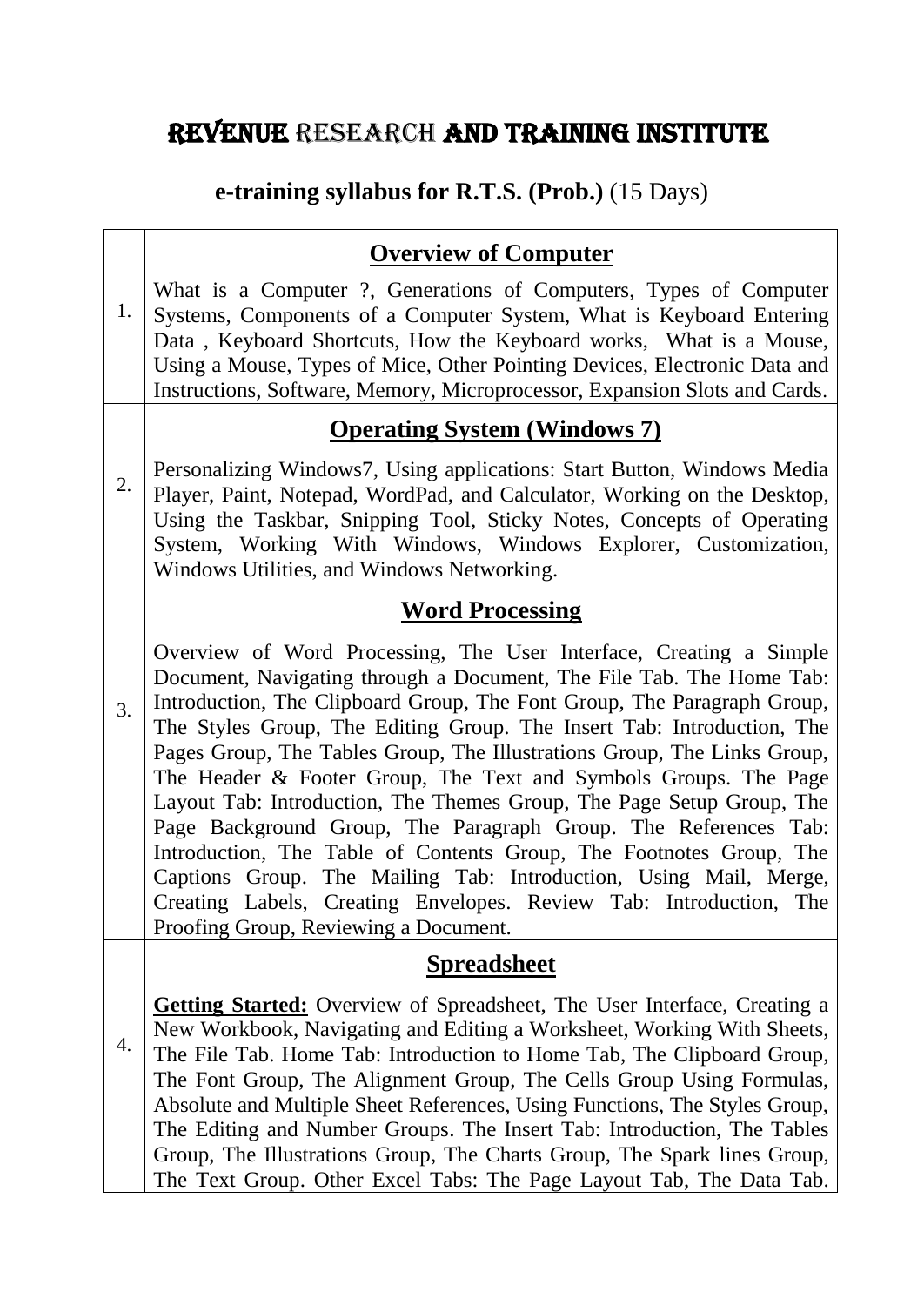# REVENUE RESEARCH AND TRAINING INSTITUTE

## **e-training syllabus for R.T.S. (Prob.)** (15 Days)

| | |
|---|---|
| 1. | **Overview of Computer**<br><br>What is a Computer ?, Generations of Computers, Types of Computer Systems, Components of a Computer System, What is Keyboard Entering Data , Keyboard Shortcuts, How the Keyboard works, What is a Mouse, Using a Mouse, Types of Mice, Other Pointing Devices, Electronic Data and Instructions, Software, Memory, Microprocessor, Expansion Slots and Cards. |
| 2. | **Operating System (Windows 7)**<br><br>Personalizing Windows7, Using applications: Start Button, Windows Media Player, Paint, Notepad, WordPad, and Calculator, Working on the Desktop, Using the Taskbar, Snipping Tool, Sticky Notes, Concepts of Operating System, Working With Windows, Windows Explorer, Customization, Windows Utilities, and Windows Networking. |
| 3. | **Word Processing**<br><br>Overview of Word Processing, The User Interface, Creating a Simple Document, Navigating through a Document, The File Tab. The Home Tab: Introduction, The Clipboard Group, The Font Group, The Paragraph Group, The Styles Group, The Editing Group. The Insert Tab: Introduction, The Pages Group, The Tables Group, The Illustrations Group, The Links Group, The Header & Footer Group, The Text and Symbols Groups. The Page Layout Tab: Introduction, The Themes Group, The Page Setup Group, The Page Background Group, The Paragraph Group. The References Tab: Introduction, The Table of Contents Group, The Footnotes Group, The Captions Group. The Mailing Tab: Introduction, Using Mail, Merge, Creating Labels, Creating Envelopes. Review Tab: Introduction, The Proofing Group, Reviewing a Document. |
| 4. | **Spreadsheet**<br><br>**Getting Started:** Overview of Spreadsheet, The User Interface, Creating a New Workbook, Navigating and Editing a Worksheet, Working With Sheets, The File Tab. Home Tab: Introduction to Home Tab, The Clipboard Group, The Font Group, The Alignment Group, The Cells Group Using Formulas, Absolute and Multiple Sheet References, Using Functions, The Styles Group, The Editing and Number Groups. The Insert Tab: Introduction, The Tables Group, The Illustrations Group, The Charts Group, The Spark lines Group, The Text Group. Other Excel Tabs: The Page Layout Tab, The Data Tab. |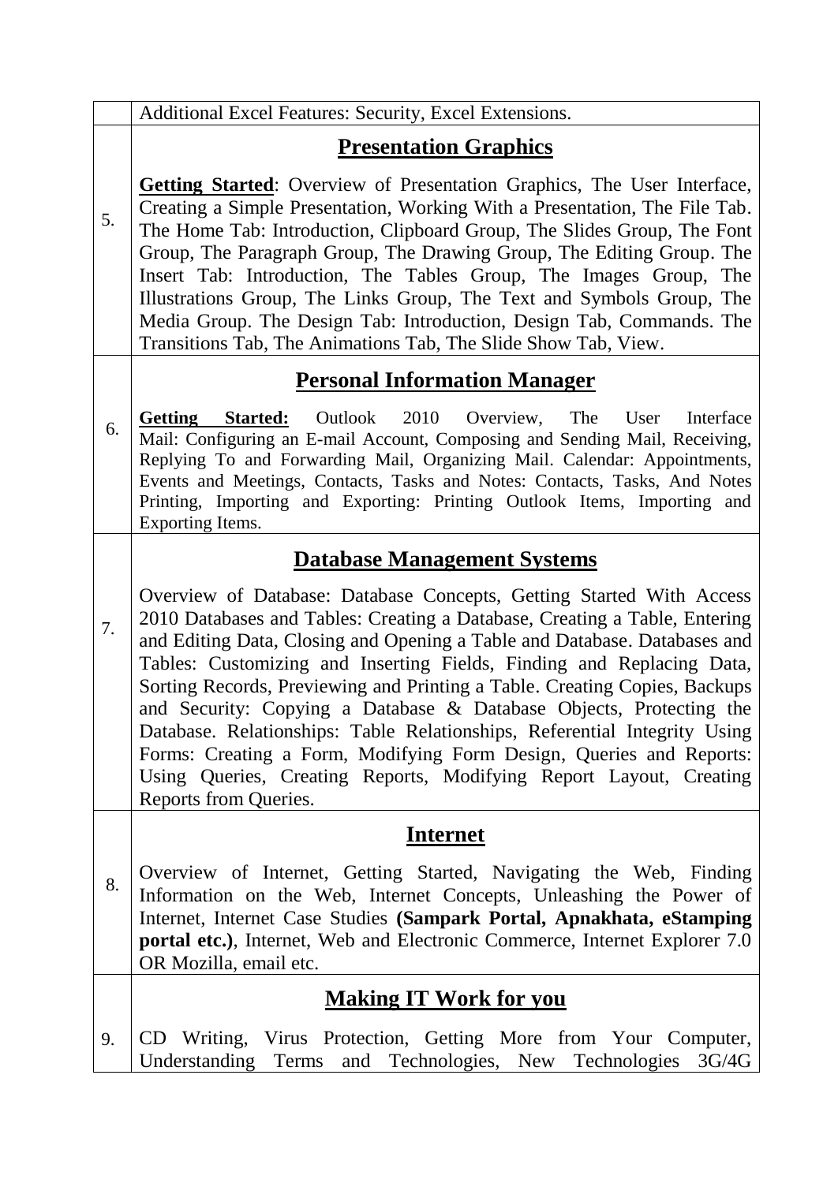|  |  |
|---|---|
|  | Additional Excel Features: Security, Excel Extensions. |
| 5. | **Presentation Graphics**<br><br>**Getting Started**: Overview of Presentation Graphics, The User Interface, Creating a Simple Presentation, Working With a Presentation, The File Tab. The Home Tab: Introduction, Clipboard Group, The Slides Group, The Font Group, The Paragraph Group, The Drawing Group, The Editing Group. The Insert Tab: Introduction, The Tables Group, The Images Group, The Illustrations Group, The Links Group, The Text and Symbols Group, The Media Group. The Design Tab: Introduction, Design Tab, Commands. The Transitions Tab, The Animations Tab, The Slide Show Tab, View. |
| 6. | **Personal Information Manager**<br><br>**Getting Started:** Outlook 2010 Overview, The User Interface Mail: Configuring an E-mail Account, Composing and Sending Mail, Receiving, Replying To and Forwarding Mail, Organizing Mail. Calendar: Appointments, Events and Meetings, Contacts, Tasks and Notes: Contacts, Tasks, And Notes Printing, Importing and Exporting: Printing Outlook Items, Importing and Exporting Items. |
| 7. | **Database Management Systems**<br><br>Overview of Database: Database Concepts, Getting Started With Access 2010 Databases and Tables: Creating a Database, Creating a Table, Entering and Editing Data, Closing and Opening a Table and Database. Databases and Tables: Customizing and Inserting Fields, Finding and Replacing Data, Sorting Records, Previewing and Printing a Table. Creating Copies, Backups and Security: Copying a Database & Database Objects, Protecting the Database. Relationships: Table Relationships, Referential Integrity Using Forms: Creating a Form, Modifying Form Design, Queries and Reports: Using Queries, Creating Reports, Modifying Report Layout, Creating Reports from Queries. |
| 8. | **Internet**<br><br>Overview of Internet, Getting Started, Navigating the Web, Finding Information on the Web, Internet Concepts, Unleashing the Power of Internet, Internet Case Studies **(Sampark Portal, Apnakhata, eStamping portal etc.)**, Internet, Web and Electronic Commerce, Internet Explorer 7.0 OR Mozilla, email etc. |
| 9. | **Making IT Work for you**<br><br>CD Writing, Virus Protection, Getting More from Your Computer, Understanding Terms and Technologies, New Technologies 3G/4G |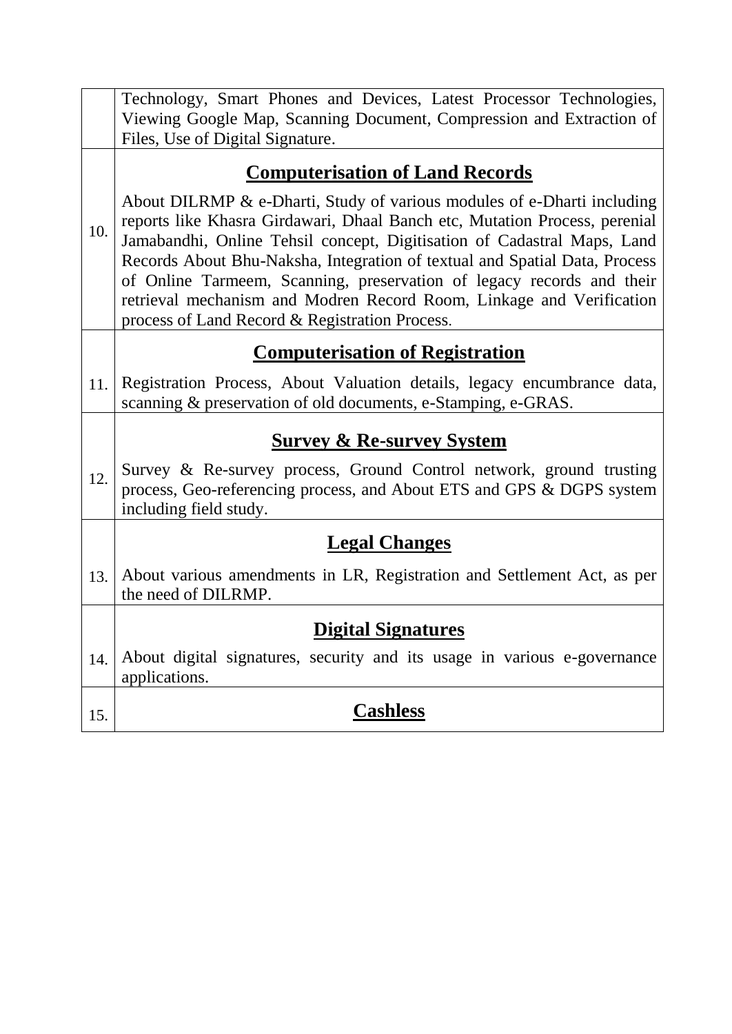| | |
|---|---|
| | Technology, Smart Phones and Devices, Latest Processor Technologies, Viewing Google Map, Scanning Document, Compression and Extraction of Files, Use of Digital Signature. |
| 10. | **Computerisation of Land Records**<br><br>About DILRMP & e-Dharti, Study of various modules of e-Dharti including reports like Khasra Girdawari, Dhaal Banch etc, Mutation Process, perenial Jamabandhi, Online Tehsil concept, Digitisation of Cadastral Maps, Land Records About Bhu-Naksha, Integration of textual and Spatial Data, Process of Online Tarmeem, Scanning, preservation of legacy records and their retrieval mechanism and Modren Record Room, Linkage and Verification process of Land Record & Registration Process. |
| 11. | **Computerisation of Registration**<br><br>Registration Process, About Valuation details, legacy encumbrance data, scanning & preservation of old documents, e-Stamping, e-GRAS. |
| 12. | **Survey & Re-survey System**<br><br>Survey & Re-survey process, Ground Control network, ground trusting process, Geo-referencing process, and About ETS and GPS & DGPS system including field study. |
| 13. | **Legal Changes**<br><br>About various amendments in LR, Registration and Settlement Act, as per the need of DILRMP. |
| 14. | **Digital Signatures**<br><br>About digital signatures, security and its usage in various e-governance applications. |
| 15. | **Cashless** |